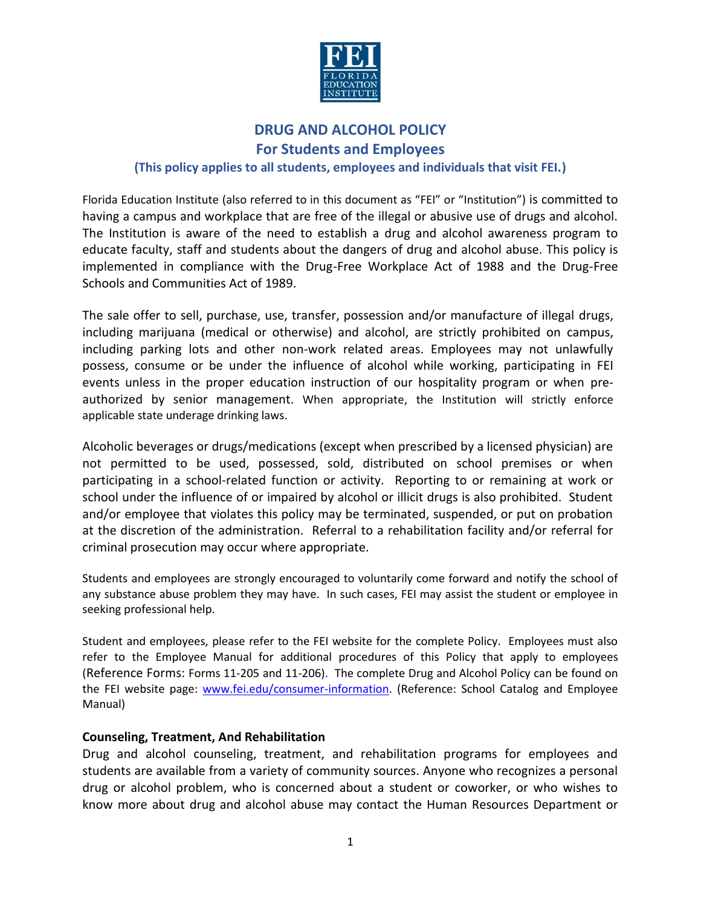FEI
FLORIDA EDUCATION INSTITUTE

# DRUG AND ALCOHOL POLICY
## For Students and Employees
### (This policy applies to all students, employees and individuals that visit FEI.)

Florida Education Institute (also referred to in this document as "FEI" or "Institution") is committed to having a campus and workplace that are free of the illegal or abusive use of drugs and alcohol. The Institution is aware of the need to establish a drug and alcohol awareness program to educate faculty, staff and students about the dangers of drug and alcohol abuse. This policy is implemented in compliance with the Drug-Free Workplace Act of 1988 and the Drug-Free Schools and Communities Act of 1989.

The sale offer to sell, purchase, use, transfer, possession and/or manufacture of illegal drugs, including marijuana (medical or otherwise) and alcohol, are strictly prohibited on campus, including parking lots and other non-work related areas. Employees may not unlawfully possess, consume or be under the influence of alcohol while working, participating in FEI events unless in the proper education instruction of our hospitality program or when pre-authorized by senior management. When appropriate, the Institution will strictly enforce applicable state underage drinking laws.

Alcoholic beverages or drugs/medications (except when prescribed by a licensed physician) are not permitted to be used, possessed, sold, distributed on school premises or when participating in a school-related function or activity. Reporting to or remaining at work or school under the influence of or impaired by alcohol or illicit drugs is also prohibited. Student and/or employee that violates this policy may be terminated, suspended, or put on probation at the discretion of the administration. Referral to a rehabilitation facility and/or referral for criminal prosecution may occur where appropriate.

Students and employees are strongly encouraged to voluntarily come forward and notify the school of any substance abuse problem they may have. In such cases, FEI may assist the student or employee in seeking professional help.

Student and employees, please refer to the FEI website for the complete Policy. Employees must also refer to the Employee Manual for additional procedures of this Policy that apply to employees (Reference Forms: Forms 11-205 and 11-206). The complete Drug and Alcohol Policy can be found on the FEI website page: [www.fei.edu/consumer-information](http://www.fei.edu/consumer-information). (Reference: School Catalog and Employee Manual)

**Counseling, Treatment, And Rehabilitation**

Drug and alcohol counseling, treatment, and rehabilitation programs for employees and students are available from a variety of community sources. Anyone who recognizes a personal drug or alcohol problem, who is concerned about a student or coworker, or who wishes to know more about drug and alcohol abuse may contact the Human Resources Department or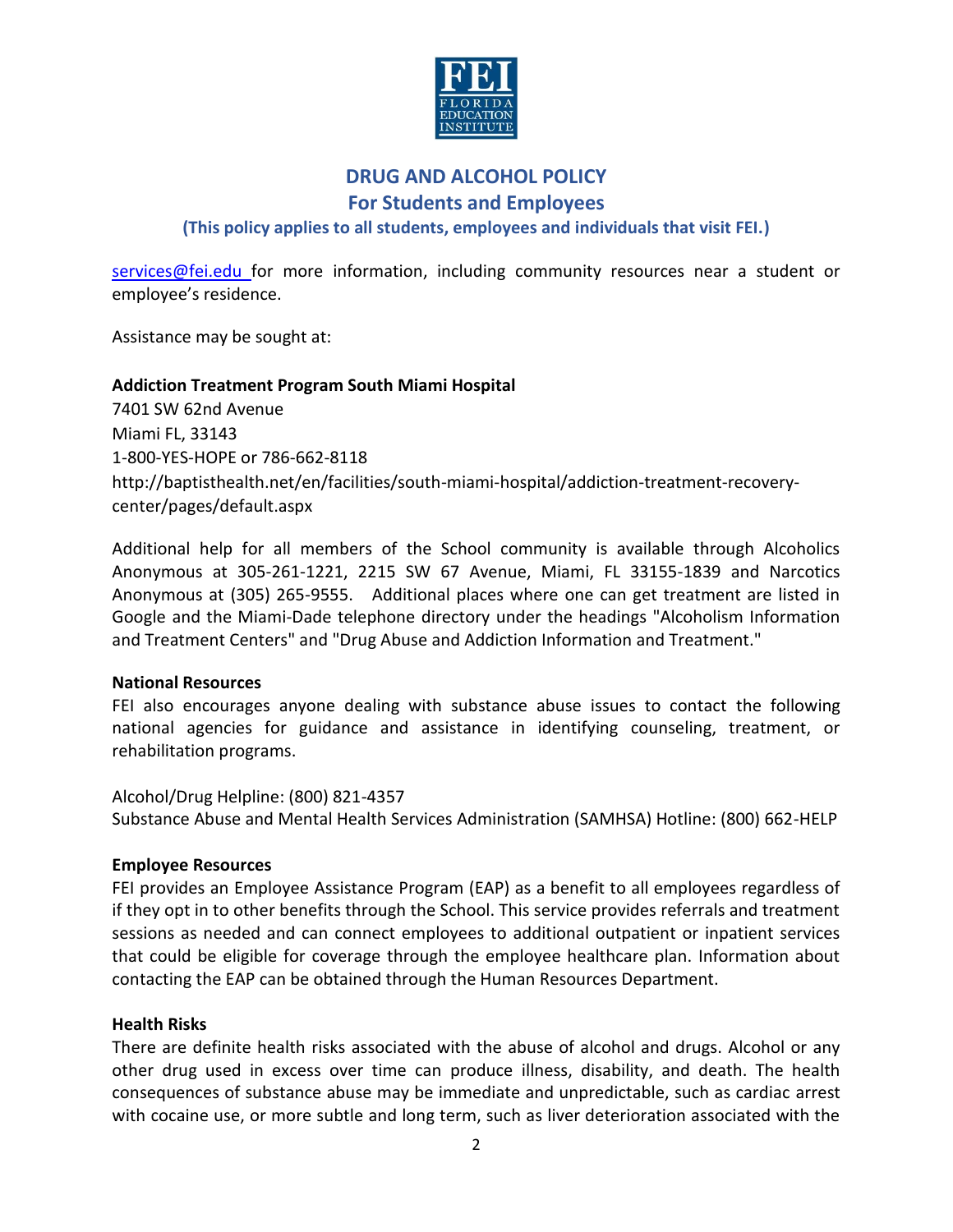services@fei.edu for more information, including community resources near a student or employee's residence.

Assistance may be sought at:

**Addiction Treatment Program South Miami Hospital**
7401 SW 62nd Avenue
Miami FL, 33143
1-800-YES-HOPE or 786-662-8118
http://baptisthealth.net/en/facilities/south-miami-hospital/addiction-treatment-recovery-center/pages/default.aspx

Additional help for all members of the School community is available through Alcoholics Anonymous at 305-261-1221, 2215 SW 67 Avenue, Miami, FL 33155-1839 and Narcotics Anonymous at (305) 265-9555. Additional places where one can get treatment are listed in Google and the Miami-Dade telephone directory under the headings "Alcoholism Information and Treatment Centers" and "Drug Abuse and Addiction Information and Treatment."

**National Resources**
FEI also encourages anyone dealing with substance abuse issues to contact the following national agencies for guidance and assistance in identifying counseling, treatment, or rehabilitation programs.

Alcohol/Drug Helpline: (800) 821-4357
Substance Abuse and Mental Health Services Administration (SAMHSA) Hotline: (800) 662-HELP

**Employee Resources**
FEI provides an Employee Assistance Program (EAP) as a benefit to all employees regardless of if they opt in to other benefits through the School. This service provides referrals and treatment sessions as needed and can connect employees to additional outpatient or inpatient services that could be eligible for coverage through the employee healthcare plan. Information about contacting the EAP can be obtained through the Human Resources Department.

**Health Risks**
There are definite health risks associated with the abuse of alcohol and drugs. Alcohol or any other drug used in excess over time can produce illness, disability, and death. The health consequences of substance abuse may be immediate and unpredictable, such as cardiac arrest with cocaine use, or more subtle and long term, such as liver deterioration associated with the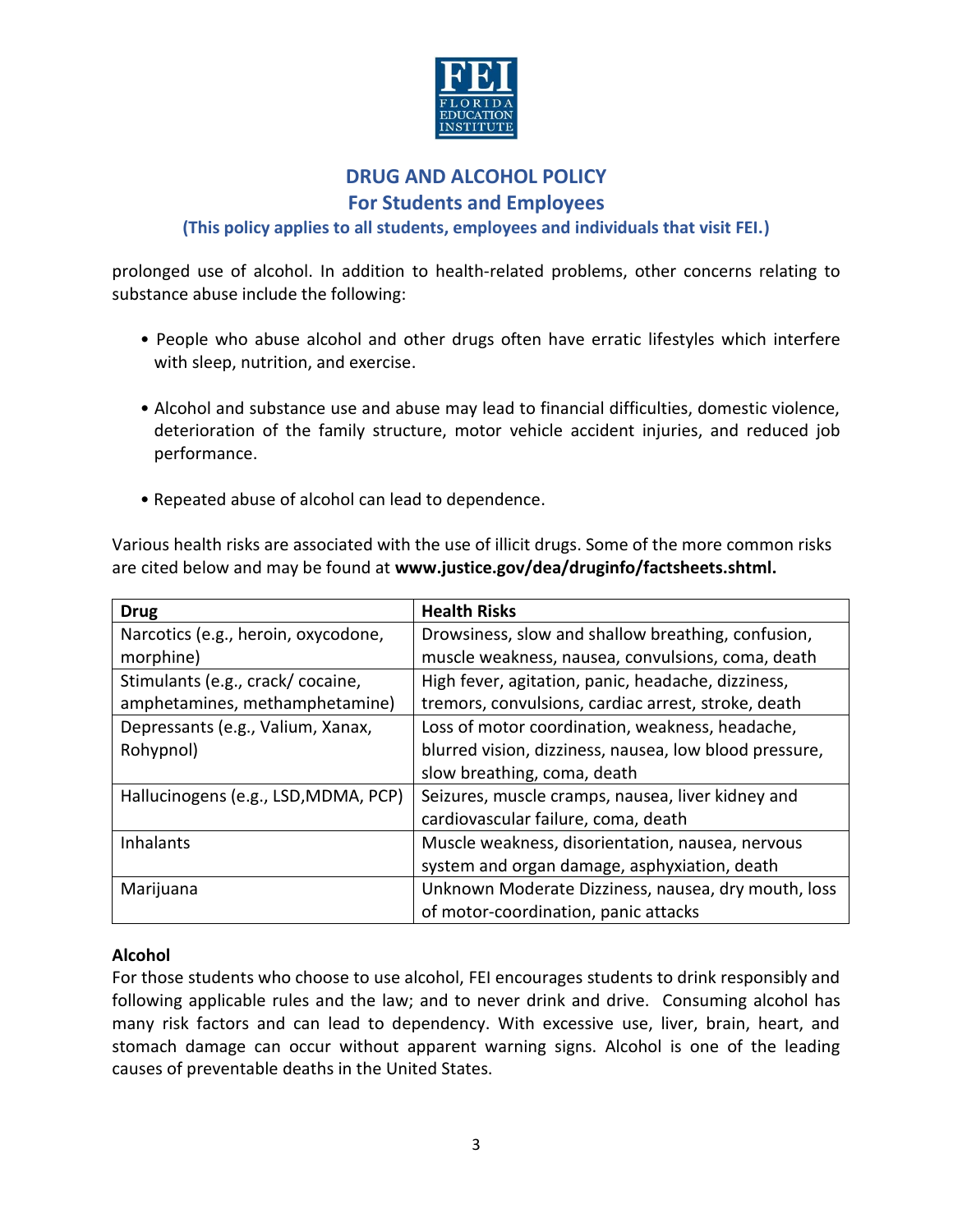prolonged use of alcohol. In addition to health-related problems, other concerns relating to substance abuse include the following:

- People who abuse alcohol and other drugs often have erratic lifestyles which interfere with sleep, nutrition, and exercise.
- Alcohol and substance use and abuse may lead to financial difficulties, domestic violence, deterioration of the family structure, motor vehicle accident injuries, and reduced job performance.
- Repeated abuse of alcohol can lead to dependence.

Various health risks are associated with the use of illicit drugs. Some of the more common risks are cited below and may be found at **www.justice.gov/dea/druginfo/factsheets.shtml.**

| Drug | Health Risks |
|---|---|
| Narcotics (e.g., heroin, oxycodone, morphine) | Drowsiness, slow and shallow breathing, confusion, muscle weakness, nausea, convulsions, coma, death |
| Stimulants (e.g., crack/ cocaine, amphetamines, methamphetamine) | High fever, agitation, panic, headache, dizziness, tremors, convulsions, cardiac arrest, stroke, death |
| Depressants (e.g., Valium, Xanax, Rohypnol) | Loss of motor coordination, weakness, headache, blurred vision, dizziness, nausea, low blood pressure, slow breathing, coma, death |
| Hallucinogens (e.g., LSD,MDMA, PCP) | Seizures, muscle cramps, nausea, liver kidney and cardiovascular failure, coma, death |
| Inhalants | Muscle weakness, disorientation, nausea, nervous system and organ damage, asphyxiation, death |
| Marijuana | Unknown Moderate Dizziness, nausea, dry mouth, loss of motor-coordination, panic attacks |

**Alcohol**

For those students who choose to use alcohol, FEI encourages students to drink responsibly and following applicable rules and the law; and to never drink and drive. Consuming alcohol has many risk factors and can lead to dependency. With excessive use, liver, brain, heart, and stomach damage can occur without apparent warning signs. Alcohol is one of the leading causes of preventable deaths in the United States.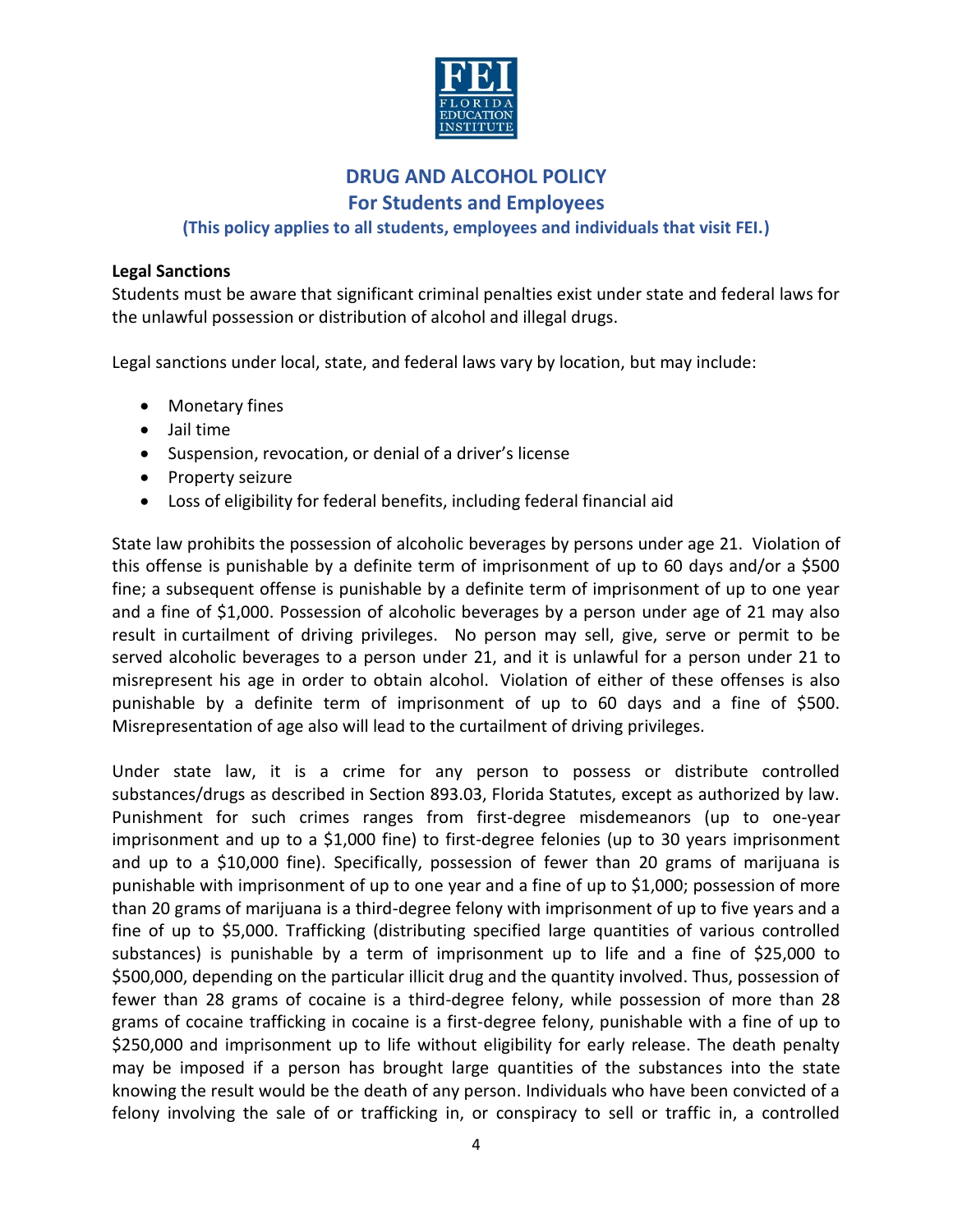# DRUG AND ALCOHOL POLICY

## For Students and Employees

**(This policy applies to all students, employees and individuals that visit FEI.)**

**Legal Sanctions**

Students must be aware that significant criminal penalties exist under state and federal laws for the unlawful possession or distribution of alcohol and illegal drugs.

Legal sanctions under local, state, and federal laws vary by location, but may include:

- Monetary fines
- Jail time
- Suspension, revocation, or denial of a driver's license
- Property seizure
- Loss of eligibility for federal benefits, including federal financial aid

State law prohibits the possession of alcoholic beverages by persons under age 21. Violation of this offense is punishable by a definite term of imprisonment of up to 60 days and/or a $500 fine; a subsequent offense is punishable by a definite term of imprisonment of up to one year and a fine of $1,000. Possession of alcoholic beverages by a person under age of 21 may also result in curtailment of driving privileges. No person may sell, give, serve or permit to be served alcoholic beverages to a person under 21, and it is unlawful for a person under 21 to misrepresent his age in order to obtain alcohol. Violation of either of these offenses is also punishable by a definite term of imprisonment of up to 60 days and a fine of $500. Misrepresentation of age also will lead to the curtailment of driving privileges.

Under state law, it is a crime for any person to possess or distribute controlled substances/drugs as described in Section 893.03, Florida Statutes, except as authorized by law. Punishment for such crimes ranges from first-degree misdemeanors (up to one-year imprisonment and up to a $1,000 fine) to first-degree felonies (up to 30 years imprisonment and up to a $10,000 fine). Specifically, possession of fewer than 20 grams of marijuana is punishable with imprisonment of up to one year and a fine of up to $1,000; possession of more than 20 grams of marijuana is a third-degree felony with imprisonment of up to five years and a fine of up to $5,000. Trafficking (distributing specified large quantities of various controlled substances) is punishable by a term of imprisonment up to life and a fine of $25,000 to $500,000, depending on the particular illicit drug and the quantity involved. Thus, possession of fewer than 28 grams of cocaine is a third-degree felony, while possession of more than 28 grams of cocaine trafficking in cocaine is a first-degree felony, punishable with a fine of up to $250,000 and imprisonment up to life without eligibility for early release. The death penalty may be imposed if a person has brought large quantities of the substances into the state knowing the result would be the death of any person. Individuals who have been convicted of a felony involving the sale of or trafficking in, or conspiracy to sell or traffic in, a controlled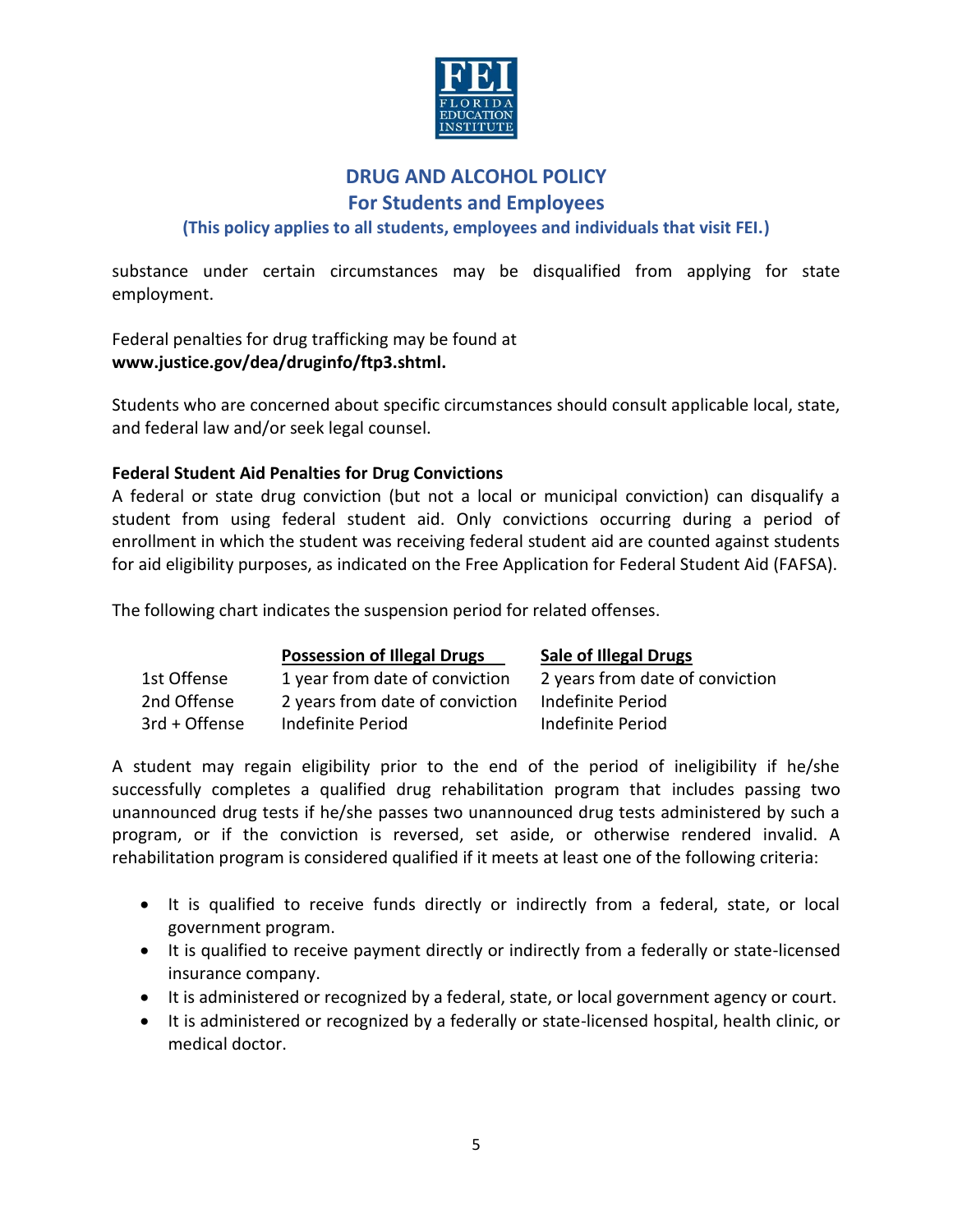substance under certain circumstances may be disqualified from applying for state employment.

Federal penalties for drug trafficking may be found at
**www.justice.gov/dea/druginfo/ftp3.shtml.**

Students who are concerned about specific circumstances should consult applicable local, state, and federal law and/or seek legal counsel.

**Federal Student Aid Penalties for Drug Convictions**

A federal or state drug conviction (but not a local or municipal conviction) can disqualify a student from using federal student aid. Only convictions occurring during a period of enrollment in which the student was receiving federal student aid are counted against students for aid eligibility purposes, as indicated on the Free Application for Federal Student Aid (FAFSA).

The following chart indicates the suspension period for related offenses.

| | Possession of Illegal Drugs | Sale of Illegal Drugs |
|---|---|---|
| 1st Offense | 1 year from date of conviction | 2 years from date of conviction |
| 2nd Offense | 2 years from date of conviction | Indefinite Period |
| 3rd + Offense | Indefinite Period | Indefinite Period |

A student may regain eligibility prior to the end of the period of ineligibility if he/she successfully completes a qualified drug rehabilitation program that includes passing two unannounced drug tests if he/she passes two unannounced drug tests administered by such a program, or if the conviction is reversed, set aside, or otherwise rendered invalid. A rehabilitation program is considered qualified if it meets at least one of the following criteria:

- It is qualified to receive funds directly or indirectly from a federal, state, or local government program.
- It is qualified to receive payment directly or indirectly from a federally or state-licensed insurance company.
- It is administered or recognized by a federal, state, or local government agency or court.
- It is administered or recognized by a federally or state-licensed hospital, health clinic, or medical doctor.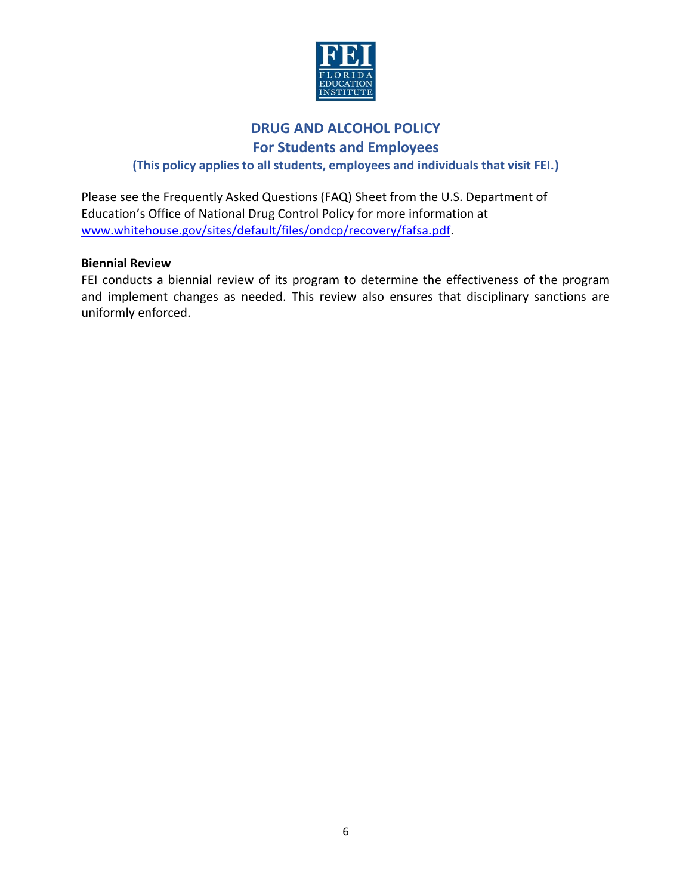FEI
FLORIDA
EDUCATION
INSTITUTE

## DRUG AND ALCOHOL POLICY

### For Students and Employees

**(This policy applies to all students, employees and individuals that visit FEI.)**

Please see the Frequently Asked Questions (FAQ) Sheet from the U.S. Department of Education's Office of National Drug Control Policy for more information at www.whitehouse.gov/sites/default/files/ondcp/recovery/fafsa.pdf.

**Biennial Review**

FEI conducts a biennial review of its program to determine the effectiveness of the program and implement changes as needed. This review also ensures that disciplinary sanctions are uniformly enforced.